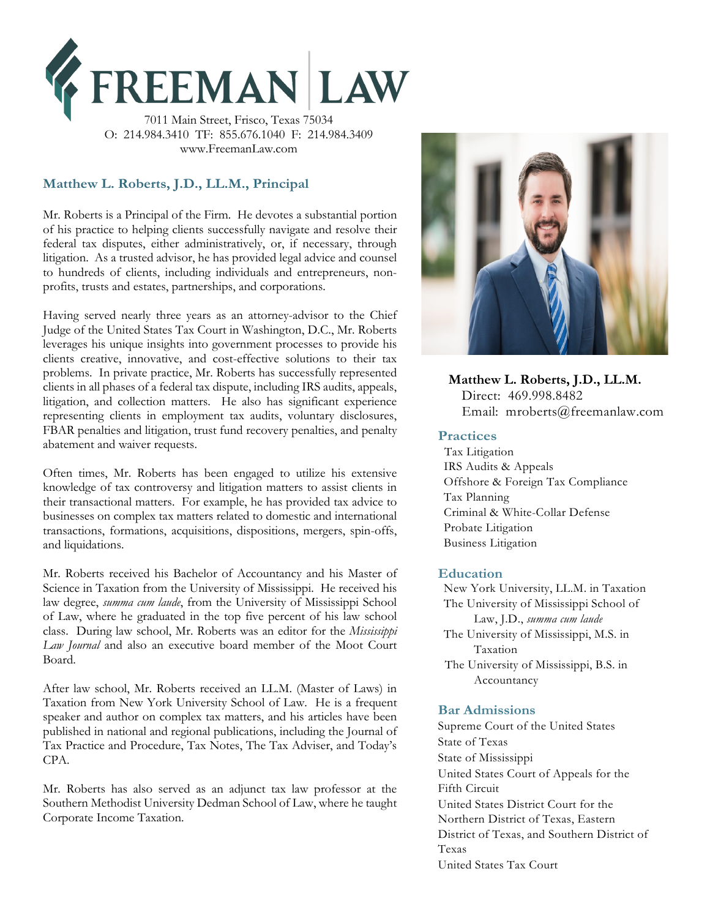# FREEMAN LAW

7011 Main Street, Frisco, Texas 75034
O: 214.984.3410 TF: 855.676.1040 F: 214.984.3409
www.FreemanLaw.com

## Matthew L. Roberts, J.D., LL.M., Principal

Mr. Roberts is a Principal of the Firm. He devotes a substantial portion of his practice to helping clients successfully navigate and resolve their federal tax disputes, either administratively, or, if necessary, through litigation. As a trusted advisor, he has provided legal advice and counsel to hundreds of clients, including individuals and entrepreneurs, non-profits, trusts and estates, partnerships, and corporations.

Having served nearly three years as an attorney-advisor to the Chief Judge of the United States Tax Court in Washington, D.C., Mr. Roberts leverages his unique insights into government processes to provide his clients creative, innovative, and cost-effective solutions to their tax problems. In private practice, Mr. Roberts has successfully represented clients in all phases of a federal tax dispute, including IRS audits, appeals, litigation, and collection matters. He also has significant experience representing clients in employment tax audits, voluntary disclosures, FBAR penalties and litigation, trust fund recovery penalties, and penalty abatement and waiver requests.

Often times, Mr. Roberts has been engaged to utilize his extensive knowledge of tax controversy and litigation matters to assist clients in their transactional matters. For example, he has provided tax advice to businesses on complex tax matters related to domestic and international transactions, formations, acquisitions, dispositions, mergers, spin-offs, and liquidations.

Mr. Roberts received his Bachelor of Accountancy and his Master of Science in Taxation from the University of Mississippi. He received his law degree, *summa cum laude*, from the University of Mississippi School of Law, where he graduated in the top five percent of his law school class. During law school, Mr. Roberts was an editor for the *Mississippi Law Journal* and also an executive board member of the Moot Court Board.

After law school, Mr. Roberts received an LL.M. (Master of Laws) in Taxation from New York University School of Law. He is a frequent speaker and author on complex tax matters, and his articles have been published in national and regional publications, including the Journal of Tax Practice and Procedure, Tax Notes, The Tax Adviser, and Today's CPA.

Mr. Roberts has also served as an adjunct tax law professor at the Southern Methodist University Dedman School of Law, where he taught Corporate Income Taxation.

**Matthew L. Roberts, J.D., LL.M.**
Direct: 469.998.8482
Email: mroberts@freemanlaw.com

### Practices

- Tax Litigation
- IRS Audits & Appeals
- Offshore & Foreign Tax Compliance
- Tax Planning
- Criminal & White-Collar Defense
- Probate Litigation
- Business Litigation

### Education

- New York University, LL.M. in Taxation
- The University of Mississippi School of Law, J.D., *summa cum laude*
- The University of Mississippi, M.S. in Taxation
- The University of Mississippi, B.S. in Accountancy

### Bar Admissions

- Supreme Court of the United States
- State of Texas
- State of Mississippi
- United States Court of Appeals for the Fifth Circuit
- United States District Court for the Northern District of Texas, Eastern District of Texas, and Southern District of Texas
- United States Tax Court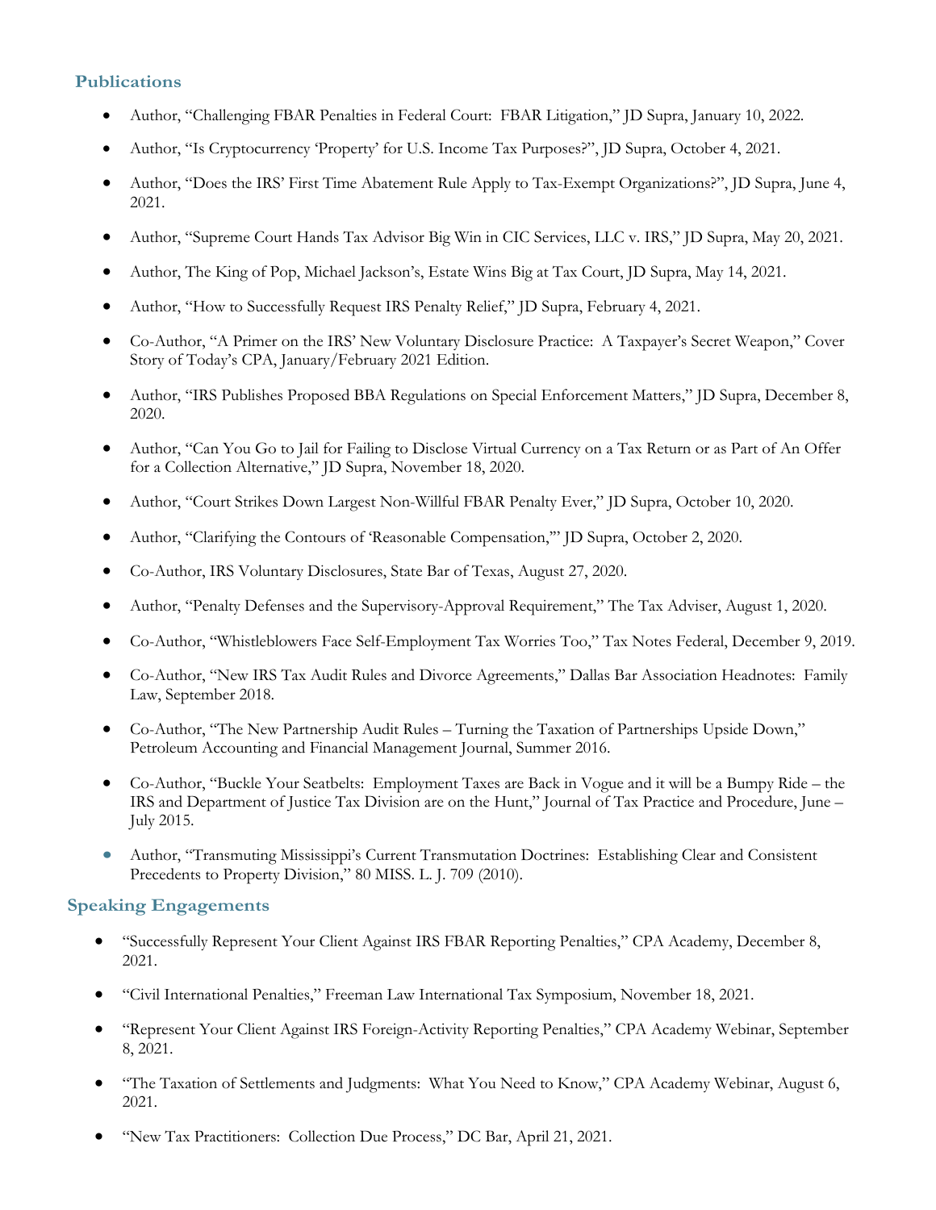## Publications

- Author, "Challenging FBAR Penalties in Federal Court: FBAR Litigation," JD Supra, January 10, 2022.
- Author, "Is Cryptocurrency 'Property' for U.S. Income Tax Purposes?", JD Supra, October 4, 2021.
- Author, "Does the IRS' First Time Abatement Rule Apply to Tax-Exempt Organizations?", JD Supra, June 4, 2021.
- Author, "Supreme Court Hands Tax Advisor Big Win in CIC Services, LLC v. IRS," JD Supra, May 20, 2021.
- Author, The King of Pop, Michael Jackson's, Estate Wins Big at Tax Court, JD Supra, May 14, 2021.
- Author, "How to Successfully Request IRS Penalty Relief," JD Supra, February 4, 2021.
- Co-Author, "A Primer on the IRS' New Voluntary Disclosure Practice: A Taxpayer's Secret Weapon," Cover Story of Today's CPA, January/February 2021 Edition.
- Author, "IRS Publishes Proposed BBA Regulations on Special Enforcement Matters," JD Supra, December 8, 2020.
- Author, "Can You Go to Jail for Failing to Disclose Virtual Currency on a Tax Return or as Part of An Offer for a Collection Alternative," JD Supra, November 18, 2020.
- Author, "Court Strikes Down Largest Non-Willful FBAR Penalty Ever," JD Supra, October 10, 2020.
- Author, "Clarifying the Contours of 'Reasonable Compensation,'" JD Supra, October 2, 2020.
- Co-Author, IRS Voluntary Disclosures, State Bar of Texas, August 27, 2020.
- Author, "Penalty Defenses and the Supervisory-Approval Requirement," The Tax Adviser, August 1, 2020.
- Co-Author, "Whistleblowers Face Self-Employment Tax Worries Too," Tax Notes Federal, December 9, 2019.
- Co-Author, "New IRS Tax Audit Rules and Divorce Agreements," Dallas Bar Association Headnotes: Family Law, September 2018.
- Co-Author, "The New Partnership Audit Rules – Turning the Taxation of Partnerships Upside Down," Petroleum Accounting and Financial Management Journal, Summer 2016.
- Co-Author, "Buckle Your Seatbelts: Employment Taxes are Back in Vogue and it will be a Bumpy Ride – the IRS and Department of Justice Tax Division are on the Hunt," Journal of Tax Practice and Procedure, June – July 2015.
- Author, "Transmuting Mississippi's Current Transmutation Doctrines: Establishing Clear and Consistent Precedents to Property Division," 80 MISS. L. J. 709 (2010).

## Speaking Engagements

- "Successfully Represent Your Client Against IRS FBAR Reporting Penalties," CPA Academy, December 8, 2021.
- "Civil International Penalties," Freeman Law International Tax Symposium, November 18, 2021.
- "Represent Your Client Against IRS Foreign-Activity Reporting Penalties," CPA Academy Webinar, September 8, 2021.
- "The Taxation of Settlements and Judgments: What You Need to Know," CPA Academy Webinar, August 6, 2021.
- "New Tax Practitioners: Collection Due Process," DC Bar, April 21, 2021.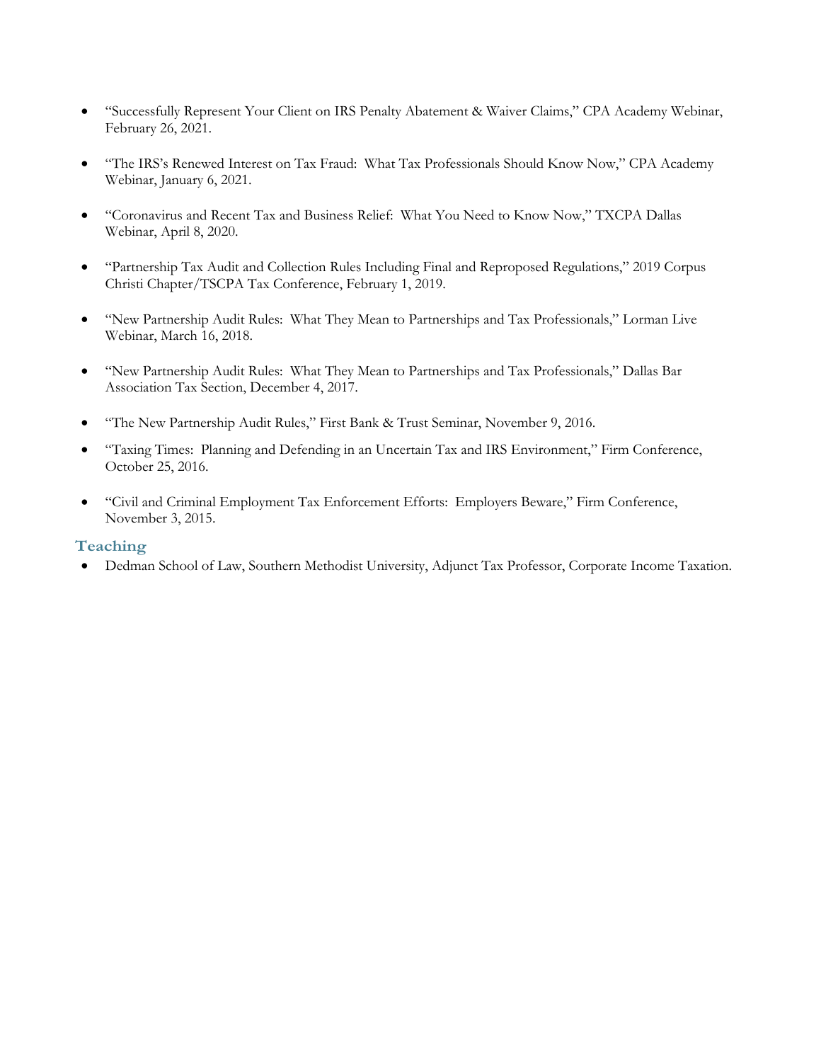- "Successfully Represent Your Client on IRS Penalty Abatement & Waiver Claims," CPA Academy Webinar, February 26, 2021.

- "The IRS's Renewed Interest on Tax Fraud: What Tax Professionals Should Know Now," CPA Academy Webinar, January 6, 2021.

- "Coronavirus and Recent Tax and Business Relief: What You Need to Know Now," TXCPA Dallas Webinar, April 8, 2020.

- "Partnership Tax Audit and Collection Rules Including Final and Reproposed Regulations," 2019 Corpus Christi Chapter/TSCPA Tax Conference, February 1, 2019.

- "New Partnership Audit Rules: What They Mean to Partnerships and Tax Professionals," Lorman Live Webinar, March 16, 2018.

- "New Partnership Audit Rules: What They Mean to Partnerships and Tax Professionals," Dallas Bar Association Tax Section, December 4, 2017.

- "The New Partnership Audit Rules," First Bank & Trust Seminar, November 9, 2016.

- "Taxing Times: Planning and Defending in an Uncertain Tax and IRS Environment," Firm Conference, October 25, 2016.

- "Civil and Criminal Employment Tax Enforcement Efforts: Employers Beware," Firm Conference, November 3, 2015.

## Teaching

- Dedman School of Law, Southern Methodist University, Adjunct Tax Professor, Corporate Income Taxation.